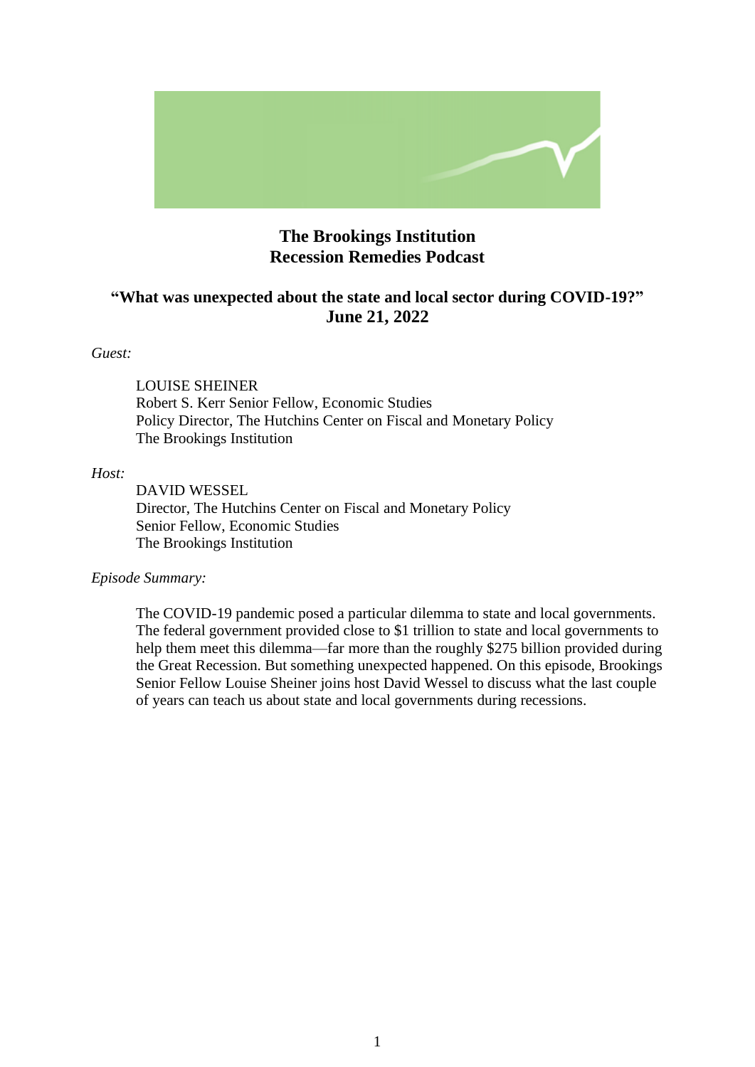# The Brookings Institution
# Recession Remedies Podcast

## "What was unexpected about the state and local sector during COVID-19?"
## June 21, 2022

*Guest:*

LOUISE SHEINER
Robert S. Kerr Senior Fellow, Economic Studies
Policy Director, The Hutchins Center on Fiscal and Monetary Policy
The Brookings Institution

*Host:*

DAVID WESSEL
Director, The Hutchins Center on Fiscal and Monetary Policy
Senior Fellow, Economic Studies
The Brookings Institution

*Episode Summary:*

The COVID-19 pandemic posed a particular dilemma to state and local governments. The federal government provided close to $1 trillion to state and local governments to help them meet this dilemma—far more than the roughly $275 billion provided during the Great Recession. But something unexpected happened. On this episode, Brookings Senior Fellow Louise Sheiner joins host David Wessel to discuss what the last couple of years can teach us about state and local governments during recessions.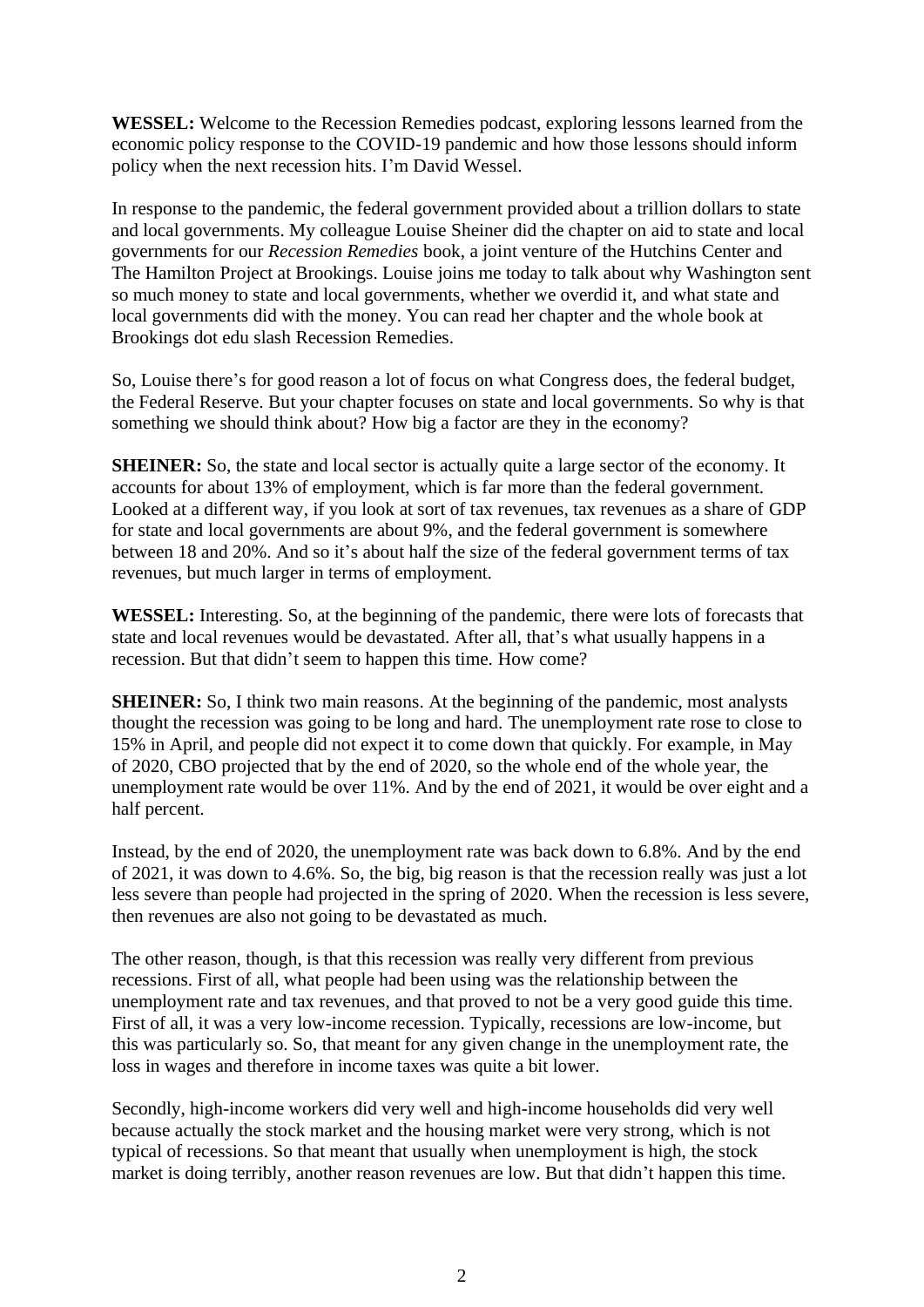**WESSEL:** Welcome to the Recession Remedies podcast, exploring lessons learned from the economic policy response to the COVID-19 pandemic and how those lessons should inform policy when the next recession hits. I'm David Wessel.

In response to the pandemic, the federal government provided about a trillion dollars to state and local governments. My colleague Louise Sheiner did the chapter on aid to state and local governments for our *Recession Remedies* book, a joint venture of the Hutchins Center and The Hamilton Project at Brookings. Louise joins me today to talk about why Washington sent so much money to state and local governments, whether we overdid it, and what state and local governments did with the money. You can read her chapter and the whole book at Brookings dot edu slash Recession Remedies.

So, Louise there's for good reason a lot of focus on what Congress does, the federal budget, the Federal Reserve. But your chapter focuses on state and local governments. So why is that something we should think about? How big a factor are they in the economy?

**SHEINER:** So, the state and local sector is actually quite a large sector of the economy. It accounts for about 13% of employment, which is far more than the federal government. Looked at a different way, if you look at sort of tax revenues, tax revenues as a share of GDP for state and local governments are about 9%, and the federal government is somewhere between 18 and 20%. And so it's about half the size of the federal government terms of tax revenues, but much larger in terms of employment.

**WESSEL:** Interesting. So, at the beginning of the pandemic, there were lots of forecasts that state and local revenues would be devastated. After all, that's what usually happens in a recession. But that didn't seem to happen this time. How come?

**SHEINER:** So, I think two main reasons. At the beginning of the pandemic, most analysts thought the recession was going to be long and hard. The unemployment rate rose to close to 15% in April, and people did not expect it to come down that quickly. For example, in May of 2020, CBO projected that by the end of 2020, so the whole end of the whole year, the unemployment rate would be over 11%. And by the end of 2021, it would be over eight and a half percent.

Instead, by the end of 2020, the unemployment rate was back down to 6.8%. And by the end of 2021, it was down to 4.6%. So, the big, big reason is that the recession really was just a lot less severe than people had projected in the spring of 2020. When the recession is less severe, then revenues are also not going to be devastated as much.

The other reason, though, is that this recession was really very different from previous recessions. First of all, what people had been using was the relationship between the unemployment rate and tax revenues, and that proved to not be a very good guide this time. First of all, it was a very low-income recession. Typically, recessions are low-income, but this was particularly so. So, that meant for any given change in the unemployment rate, the loss in wages and therefore in income taxes was quite a bit lower.

Secondly, high-income workers did very well and high-income households did very well because actually the stock market and the housing market were very strong, which is not typical of recessions. So that meant that usually when unemployment is high, the stock market is doing terribly, another reason revenues are low. But that didn't happen this time.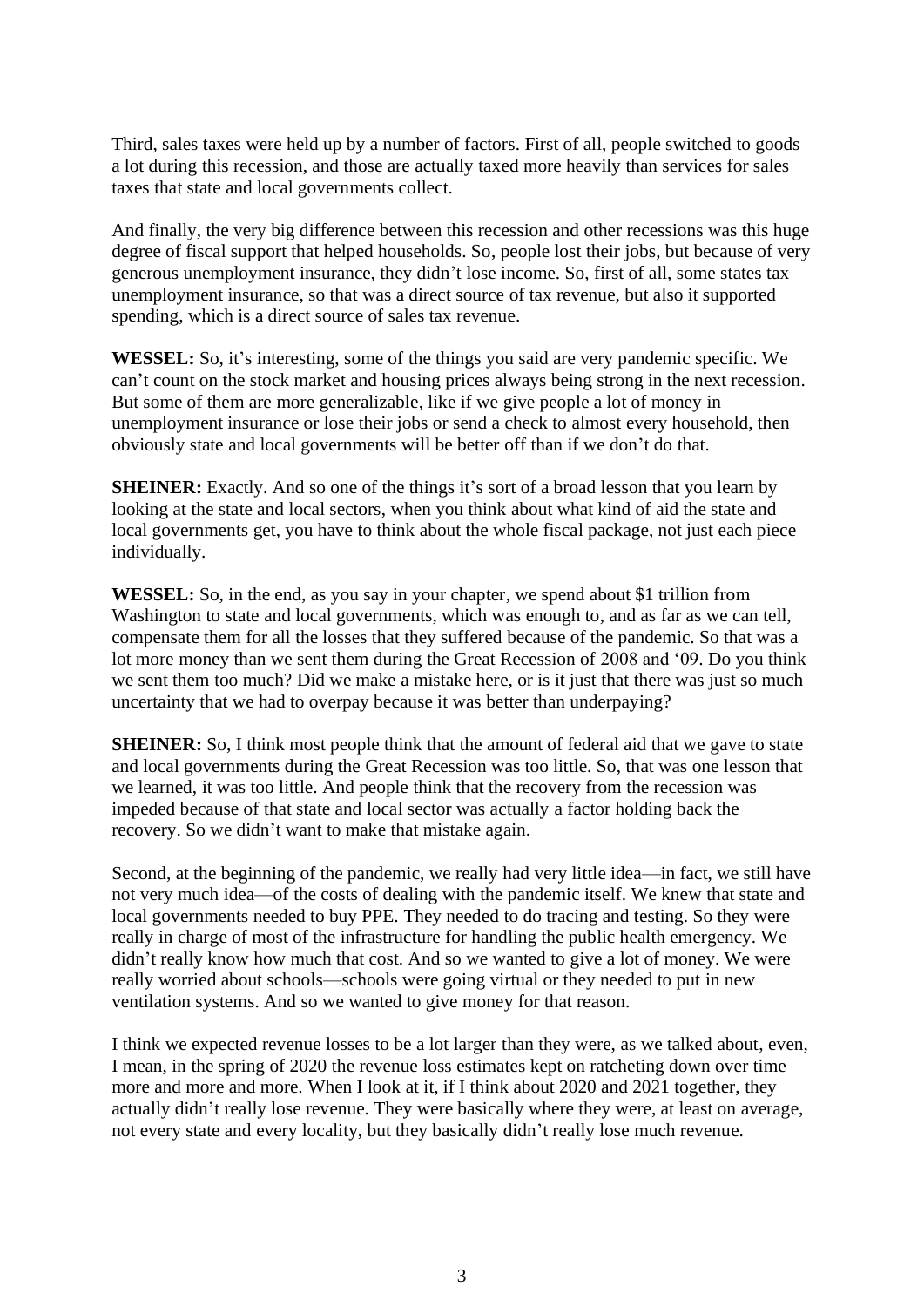Third, sales taxes were held up by a number of factors. First of all, people switched to goods a lot during this recession, and those are actually taxed more heavily than services for sales taxes that state and local governments collect.

And finally, the very big difference between this recession and other recessions was this huge degree of fiscal support that helped households. So, people lost their jobs, but because of very generous unemployment insurance, they didn't lose income. So, first of all, some states tax unemployment insurance, so that was a direct source of tax revenue, but also it supported spending, which is a direct source of sales tax revenue.

**WESSEL:** So, it's interesting, some of the things you said are very pandemic specific. We can't count on the stock market and housing prices always being strong in the next recession. But some of them are more generalizable, like if we give people a lot of money in unemployment insurance or lose their jobs or send a check to almost every household, then obviously state and local governments will be better off than if we don't do that.

**SHEINER:** Exactly. And so one of the things it's sort of a broad lesson that you learn by looking at the state and local sectors, when you think about what kind of aid the state and local governments get, you have to think about the whole fiscal package, not just each piece individually.

**WESSEL:** So, in the end, as you say in your chapter, we spend about $1 trillion from Washington to state and local governments, which was enough to, and as far as we can tell, compensate them for all the losses that they suffered because of the pandemic. So that was a lot more money than we sent them during the Great Recession of 2008 and '09. Do you think we sent them too much? Did we make a mistake here, or is it just that there was just so much uncertainty that we had to overpay because it was better than underpaying?

**SHEINER:** So, I think most people think that the amount of federal aid that we gave to state and local governments during the Great Recession was too little. So, that was one lesson that we learned, it was too little. And people think that the recovery from the recession was impeded because of that state and local sector was actually a factor holding back the recovery. So we didn't want to make that mistake again.

Second, at the beginning of the pandemic, we really had very little idea—in fact, we still have not very much idea—of the costs of dealing with the pandemic itself. We knew that state and local governments needed to buy PPE. They needed to do tracing and testing. So they were really in charge of most of the infrastructure for handling the public health emergency. We didn't really know how much that cost. And so we wanted to give a lot of money. We were really worried about schools—schools were going virtual or they needed to put in new ventilation systems. And so we wanted to give money for that reason.

I think we expected revenue losses to be a lot larger than they were, as we talked about, even, I mean, in the spring of 2020 the revenue loss estimates kept on ratcheting down over time more and more and more. When I look at it, if I think about 2020 and 2021 together, they actually didn't really lose revenue. They were basically where they were, at least on average, not every state and every locality, but they basically didn't really lose much revenue.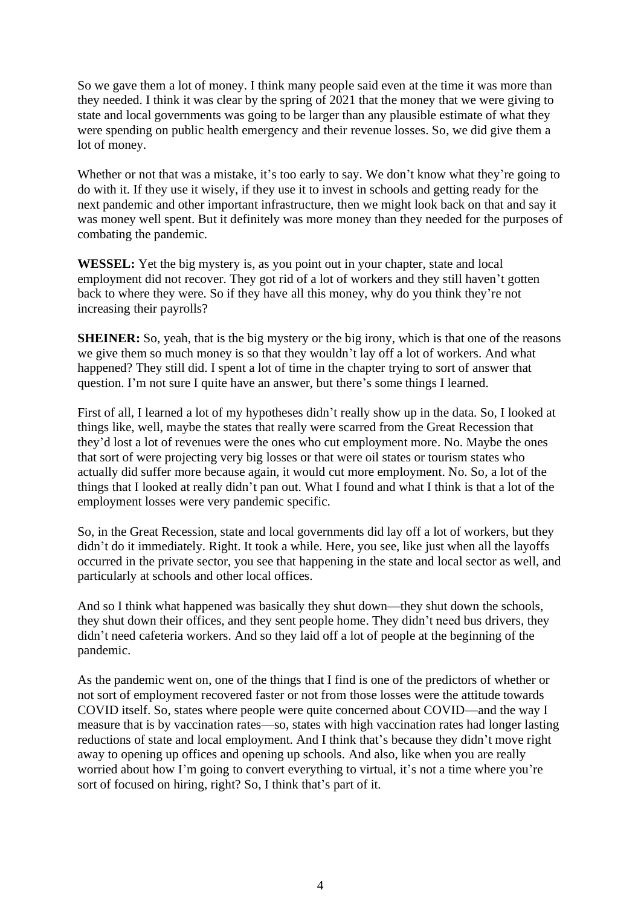So we gave them a lot of money. I think many people said even at the time it was more than they needed. I think it was clear by the spring of 2021 that the money that we were giving to state and local governments was going to be larger than any plausible estimate of what they were spending on public health emergency and their revenue losses. So, we did give them a lot of money.

Whether or not that was a mistake, it's too early to say. We don't know what they're going to do with it. If they use it wisely, if they use it to invest in schools and getting ready for the next pandemic and other important infrastructure, then we might look back on that and say it was money well spent. But it definitely was more money than they needed for the purposes of combating the pandemic.

**WESSEL:** Yet the big mystery is, as you point out in your chapter, state and local employment did not recover. They got rid of a lot of workers and they still haven't gotten back to where they were. So if they have all this money, why do you think they're not increasing their payrolls?

**SHEINER:** So, yeah, that is the big mystery or the big irony, which is that one of the reasons we give them so much money is so that they wouldn't lay off a lot of workers. And what happened? They still did. I spent a lot of time in the chapter trying to sort of answer that question. I'm not sure I quite have an answer, but there's some things I learned.

First of all, I learned a lot of my hypotheses didn't really show up in the data. So, I looked at things like, well, maybe the states that really were scarred from the Great Recession that they'd lost a lot of revenues were the ones who cut employment more. No. Maybe the ones that sort of were projecting very big losses or that were oil states or tourism states who actually did suffer more because again, it would cut more employment. No. So, a lot of the things that I looked at really didn't pan out. What I found and what I think is that a lot of the employment losses were very pandemic specific.

So, in the Great Recession, state and local governments did lay off a lot of workers, but they didn't do it immediately. Right. It took a while. Here, you see, like just when all the layoffs occurred in the private sector, you see that happening in the state and local sector as well, and particularly at schools and other local offices.

And so I think what happened was basically they shut down—they shut down the schools, they shut down their offices, and they sent people home. They didn't need bus drivers, they didn't need cafeteria workers. And so they laid off a lot of people at the beginning of the pandemic.

As the pandemic went on, one of the things that I find is one of the predictors of whether or not sort of employment recovered faster or not from those losses were the attitude towards COVID itself. So, states where people were quite concerned about COVID—and the way I measure that is by vaccination rates—so, states with high vaccination rates had longer lasting reductions of state and local employment. And I think that's because they didn't move right away to opening up offices and opening up schools. And also, like when you are really worried about how I'm going to convert everything to virtual, it's not a time where you're sort of focused on hiring, right? So, I think that's part of it.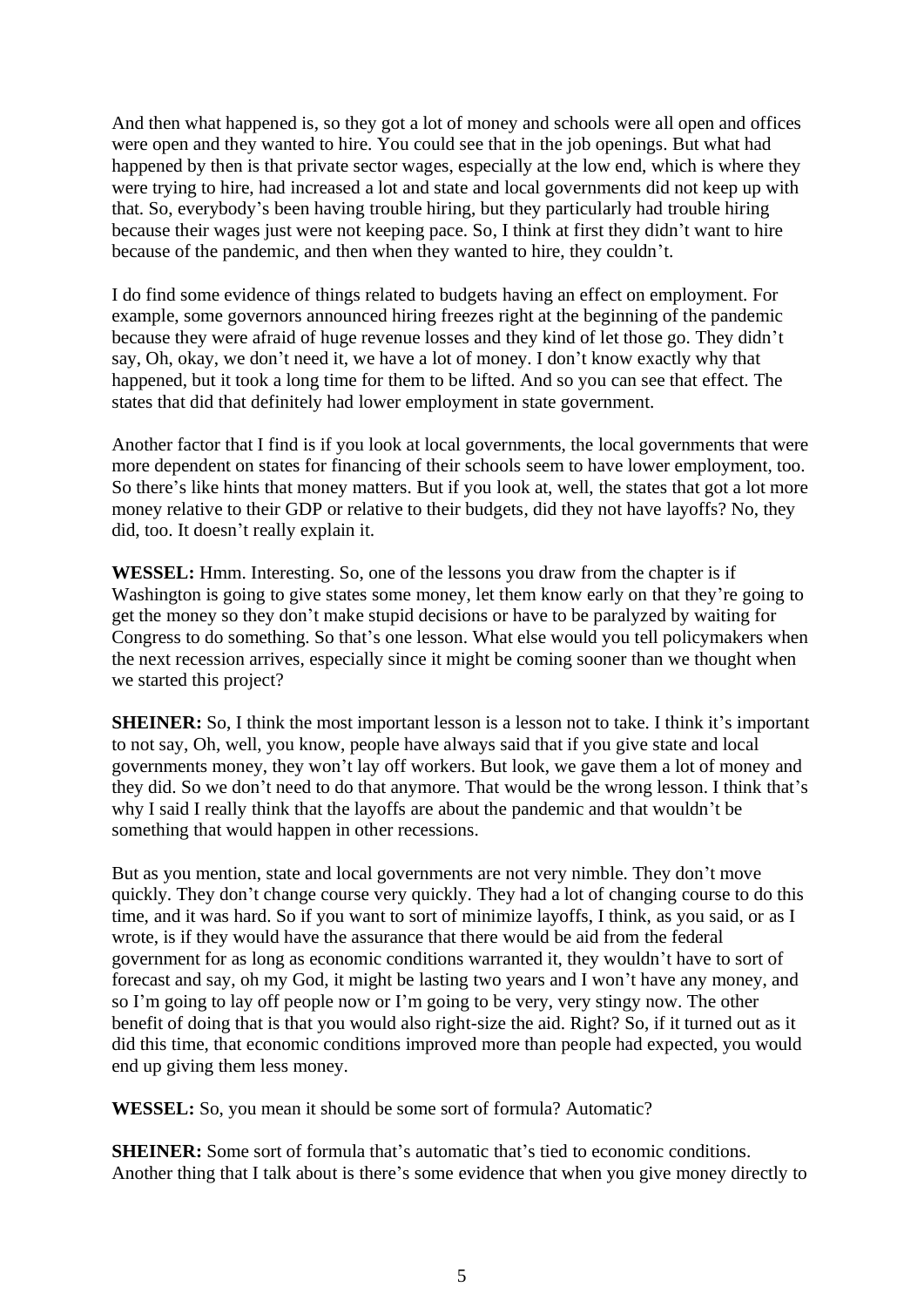And then what happened is, so they got a lot of money and schools were all open and offices were open and they wanted to hire. You could see that in the job openings. But what had happened by then is that private sector wages, especially at the low end, which is where they were trying to hire, had increased a lot and state and local governments did not keep up with that. So, everybody's been having trouble hiring, but they particularly had trouble hiring because their wages just were not keeping pace. So, I think at first they didn't want to hire because of the pandemic, and then when they wanted to hire, they couldn't.

I do find some evidence of things related to budgets having an effect on employment. For example, some governors announced hiring freezes right at the beginning of the pandemic because they were afraid of huge revenue losses and they kind of let those go. They didn't say, Oh, okay, we don't need it, we have a lot of money. I don't know exactly why that happened, but it took a long time for them to be lifted. And so you can see that effect. The states that did that definitely had lower employment in state government.

Another factor that I find is if you look at local governments, the local governments that were more dependent on states for financing of their schools seem to have lower employment, too. So there's like hints that money matters. But if you look at, well, the states that got a lot more money relative to their GDP or relative to their budgets, did they not have layoffs? No, they did, too. It doesn't really explain it.

**WESSEL:** Hmm. Interesting. So, one of the lessons you draw from the chapter is if Washington is going to give states some money, let them know early on that they're going to get the money so they don't make stupid decisions or have to be paralyzed by waiting for Congress to do something. So that's one lesson. What else would you tell policymakers when the next recession arrives, especially since it might be coming sooner than we thought when we started this project?

**SHEINER:** So, I think the most important lesson is a lesson not to take. I think it's important to not say, Oh, well, you know, people have always said that if you give state and local governments money, they won't lay off workers. But look, we gave them a lot of money and they did. So we don't need to do that anymore. That would be the wrong lesson. I think that's why I said I really think that the layoffs are about the pandemic and that wouldn't be something that would happen in other recessions.

But as you mention, state and local governments are not very nimble. They don't move quickly. They don't change course very quickly. They had a lot of changing course to do this time, and it was hard. So if you want to sort of minimize layoffs, I think, as you said, or as I wrote, is if they would have the assurance that there would be aid from the federal government for as long as economic conditions warranted it, they wouldn't have to sort of forecast and say, oh my God, it might be lasting two years and I won't have any money, and so I'm going to lay off people now or I'm going to be very, very stingy now. The other benefit of doing that is that you would also right-size the aid. Right? So, if it turned out as it did this time, that economic conditions improved more than people had expected, you would end up giving them less money.

**WESSEL:** So, you mean it should be some sort of formula? Automatic?

**SHEINER:** Some sort of formula that's automatic that's tied to economic conditions. Another thing that I talk about is there's some evidence that when you give money directly to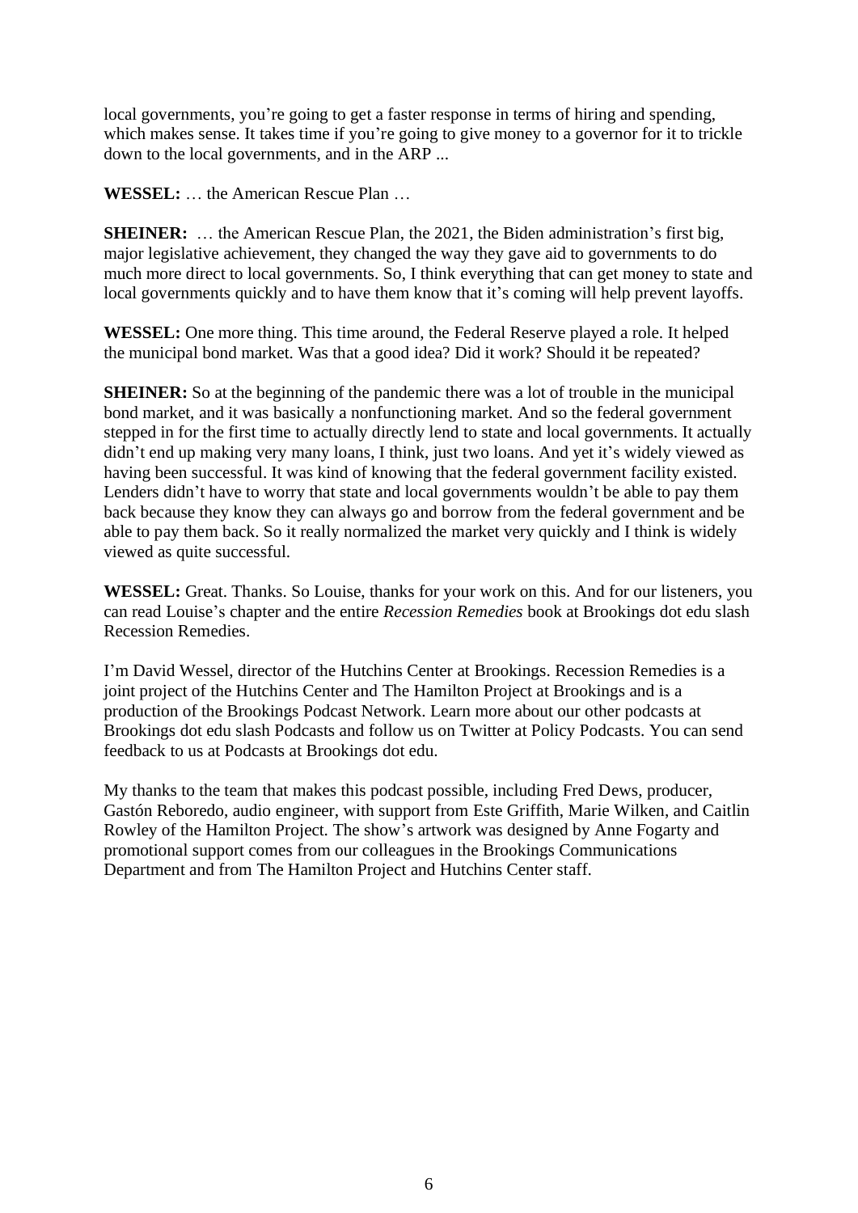local governments, you're going to get a faster response in terms of hiring and spending, which makes sense. It takes time if you're going to give money to a governor for it to trickle down to the local governments, and in the ARP ...

**WESSEL:** … the American Rescue Plan …

**SHEINER:** … the American Rescue Plan, the 2021, the Biden administration's first big, major legislative achievement, they changed the way they gave aid to governments to do much more direct to local governments. So, I think everything that can get money to state and local governments quickly and to have them know that it's coming will help prevent layoffs.

**WESSEL:** One more thing. This time around, the Federal Reserve played a role. It helped the municipal bond market. Was that a good idea? Did it work? Should it be repeated?

**SHEINER:** So at the beginning of the pandemic there was a lot of trouble in the municipal bond market, and it was basically a nonfunctioning market. And so the federal government stepped in for the first time to actually directly lend to state and local governments. It actually didn't end up making very many loans, I think, just two loans. And yet it's widely viewed as having been successful. It was kind of knowing that the federal government facility existed. Lenders didn't have to worry that state and local governments wouldn't be able to pay them back because they know they can always go and borrow from the federal government and be able to pay them back. So it really normalized the market very quickly and I think is widely viewed as quite successful.

**WESSEL:** Great. Thanks. So Louise, thanks for your work on this. And for our listeners, you can read Louise's chapter and the entire *Recession Remedies* book at Brookings dot edu slash Recession Remedies.

I'm David Wessel, director of the Hutchins Center at Brookings. Recession Remedies is a joint project of the Hutchins Center and The Hamilton Project at Brookings and is a production of the Brookings Podcast Network. Learn more about our other podcasts at Brookings dot edu slash Podcasts and follow us on Twitter at Policy Podcasts. You can send feedback to us at Podcasts at Brookings dot edu.

My thanks to the team that makes this podcast possible, including Fred Dews, producer, Gastón Reboredo, audio engineer, with support from Este Griffith, Marie Wilken, and Caitlin Rowley of the Hamilton Project. The show's artwork was designed by Anne Fogarty and promotional support comes from our colleagues in the Brookings Communications Department and from The Hamilton Project and Hutchins Center staff.